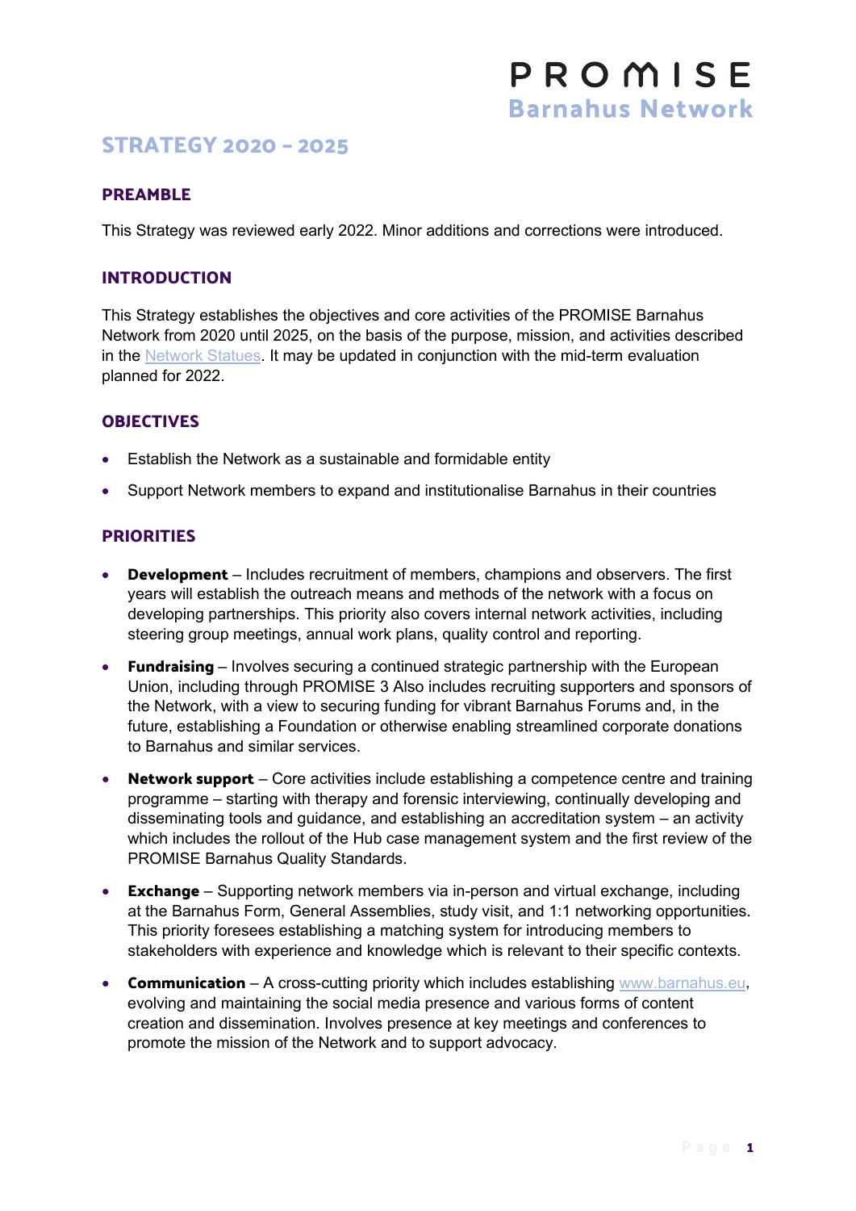PROMISE
Barnahus Network

# STRATEGY 2020 – 2025

## PREAMBLE

This Strategy was reviewed early 2022. Minor additions and corrections were introduced.

## INTRODUCTION

This Strategy establishes the objectives and core activities of the PROMISE Barnahus Network from 2020 until 2025, on the basis of the purpose, mission, and activities described in the Network Statues. It may be updated in conjunction with the mid-term evaluation planned for 2022.

## OBJECTIVES

- Establish the Network as a sustainable and formidable entity
- Support Network members to expand and institutionalise Barnahus in their countries

## PRIORITIES

- **Development** – Includes recruitment of members, champions and observers. The first years will establish the outreach means and methods of the network with a focus on developing partnerships. This priority also covers internal network activities, including steering group meetings, annual work plans, quality control and reporting.
- **Fundraising** – Involves securing a continued strategic partnership with the European Union, including through PROMISE 3 Also includes recruiting supporters and sponsors of the Network, with a view to securing funding for vibrant Barnahus Forums and, in the future, establishing a Foundation or otherwise enabling streamlined corporate donations to Barnahus and similar services.
- **Network support** – Core activities include establishing a competence centre and training programme – starting with therapy and forensic interviewing, continually developing and disseminating tools and guidance, and establishing an accreditation system – an activity which includes the rollout of the Hub case management system and the first review of the PROMISE Barnahus Quality Standards.
- **Exchange** – Supporting network members via in-person and virtual exchange, including at the Barnahus Form, General Assemblies, study visit, and 1:1 networking opportunities. This priority foresees establishing a matching system for introducing members to stakeholders with experience and knowledge which is relevant to their specific contexts.
- **Communication** – A cross-cutting priority which includes establishing www.barnahus.eu, evolving and maintaining the social media presence and various forms of content creation and dissemination. Involves presence at key meetings and conferences to promote the mission of the Network and to support advocacy.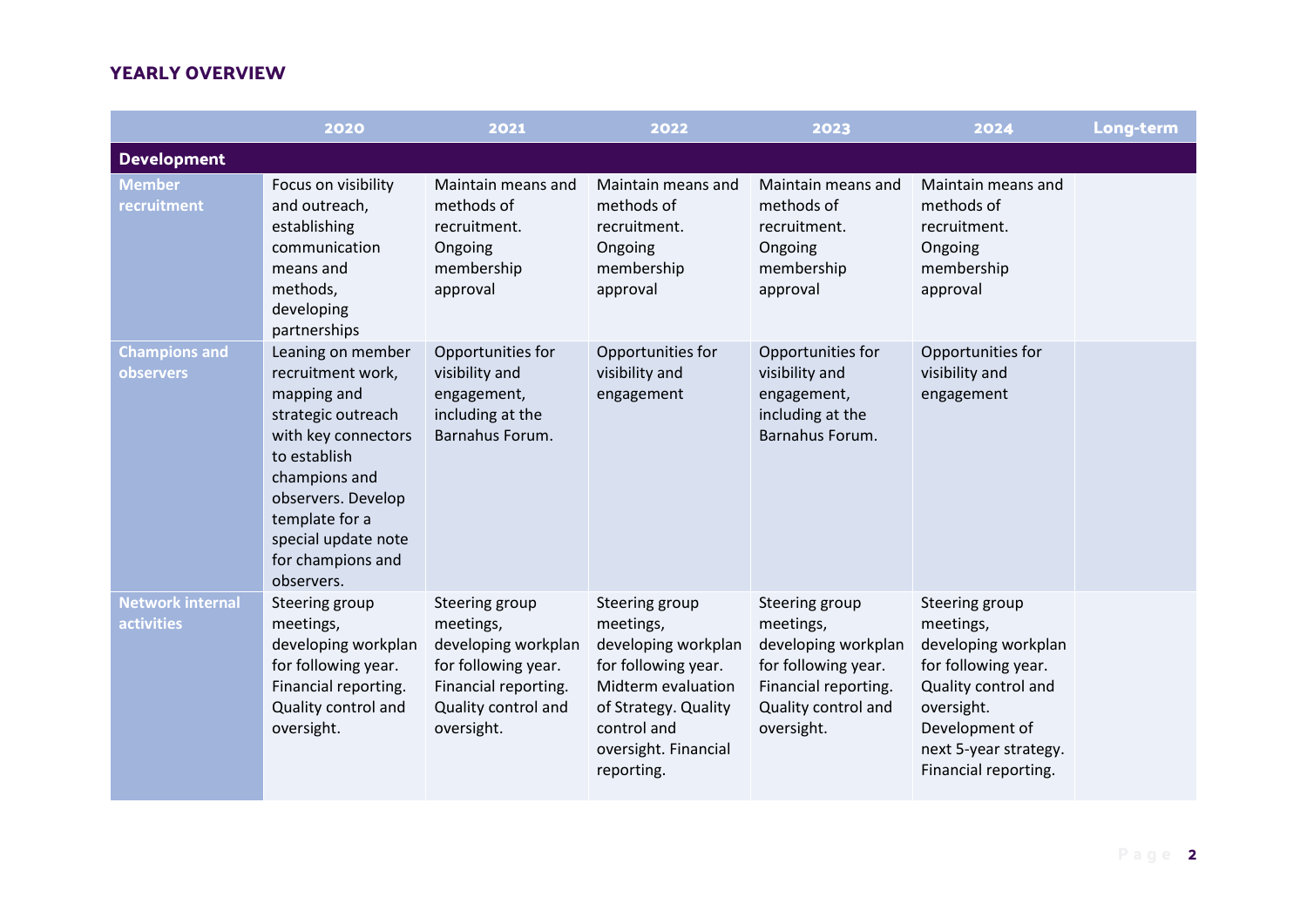## YEARLY OVERVIEW

| | 2020 | 2021 | 2022 | 2023 | 2024 | Long-term |
|---|---|---|---|---|---|---|
| **Development** | | | | | | |
| **Member recruitment** | Focus on visibility and outreach, establishing communication means and methods, developing partnerships | Maintain means and methods of recruitment. Ongoing membership approval | Maintain means and methods of recruitment. Ongoing membership approval | Maintain means and methods of recruitment. Ongoing membership approval | Maintain means and methods of recruitment. Ongoing membership approval | |
| **Champions and observers** | Leaning on member recruitment work, mapping and strategic outreach with key connectors to establish champions and observers. Develop template for a special update note for champions and observers. | Opportunities for visibility and engagement, including at the Barnahus Forum. | Opportunities for visibility and engagement | Opportunities for visibility and engagement, including at the Barnahus Forum. | Opportunities for visibility and engagement | |
| **Network internal activities** | Steering group meetings, developing workplan for following year. Financial reporting. Quality control and oversight. | Steering group meetings, developing workplan for following year. Financial reporting. Quality control and oversight. | Steering group meetings, developing workplan for following year. Midterm evaluation of Strategy. Quality control and oversight. Financial reporting. | Steering group meetings, developing workplan for following year. Financial reporting. Quality control and oversight. | Steering group meetings, developing workplan for following year. Quality control and oversight. Development of next 5-year strategy. Financial reporting. | |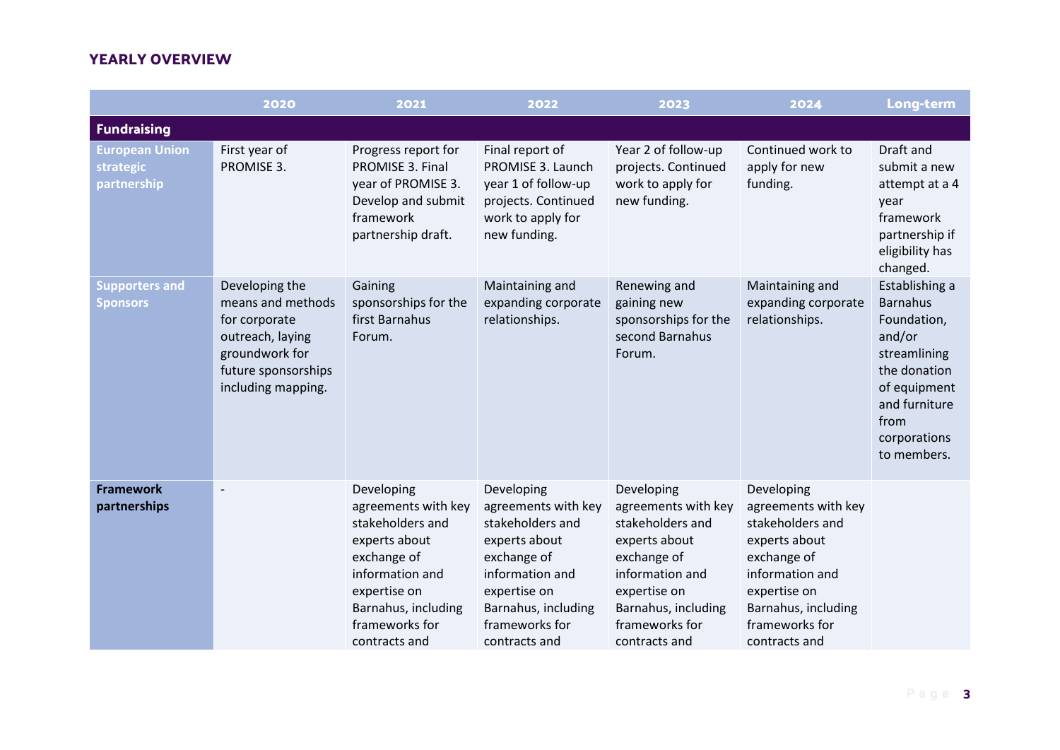## YEARLY OVERVIEW

| | 2020 | 2021 | 2022 | 2023 | 2024 | Long-term |
|---|---|---|---|---|---|---|
| **Fundraising** | | | | | | |
| **European Union strategic partnership** | First year of PROMISE 3. | Progress report for PROMISE 3. Final year of PROMISE 3. Develop and submit framework partnership draft. | Final report of PROMISE 3. Launch year 1 of follow-up projects. Continued work to apply for new funding. | Year 2 of follow-up projects. Continued work to apply for new funding. | Continued work to apply for new funding. | Draft and submit a new attempt at a 4 year framework partnership if eligibility has changed. |
| **Supporters and Sponsors** | Developing the means and methods for corporate outreach, laying groundwork for future sponsorships including mapping. | Gaining sponsorships for the first Barnahus Forum. | Maintaining and expanding corporate relationships. | Renewing and gaining new sponsorships for the second Barnahus Forum. | Maintaining and expanding corporate relationships. | Establishing a Barnahus Foundation, and/or streamlining the donation of equipment and furniture from corporations to members. |
| **Framework partnerships** | - | Developing agreements with key stakeholders and experts about exchange of information and expertise on Barnahus, including frameworks for contracts and | Developing agreements with key stakeholders and experts about exchange of information and expertise on Barnahus, including frameworks for contracts and | Developing agreements with key stakeholders and experts about exchange of information and expertise on Barnahus, including frameworks for contracts and | Developing agreements with key stakeholders and experts about exchange of information and expertise on Barnahus, including frameworks for contracts and | |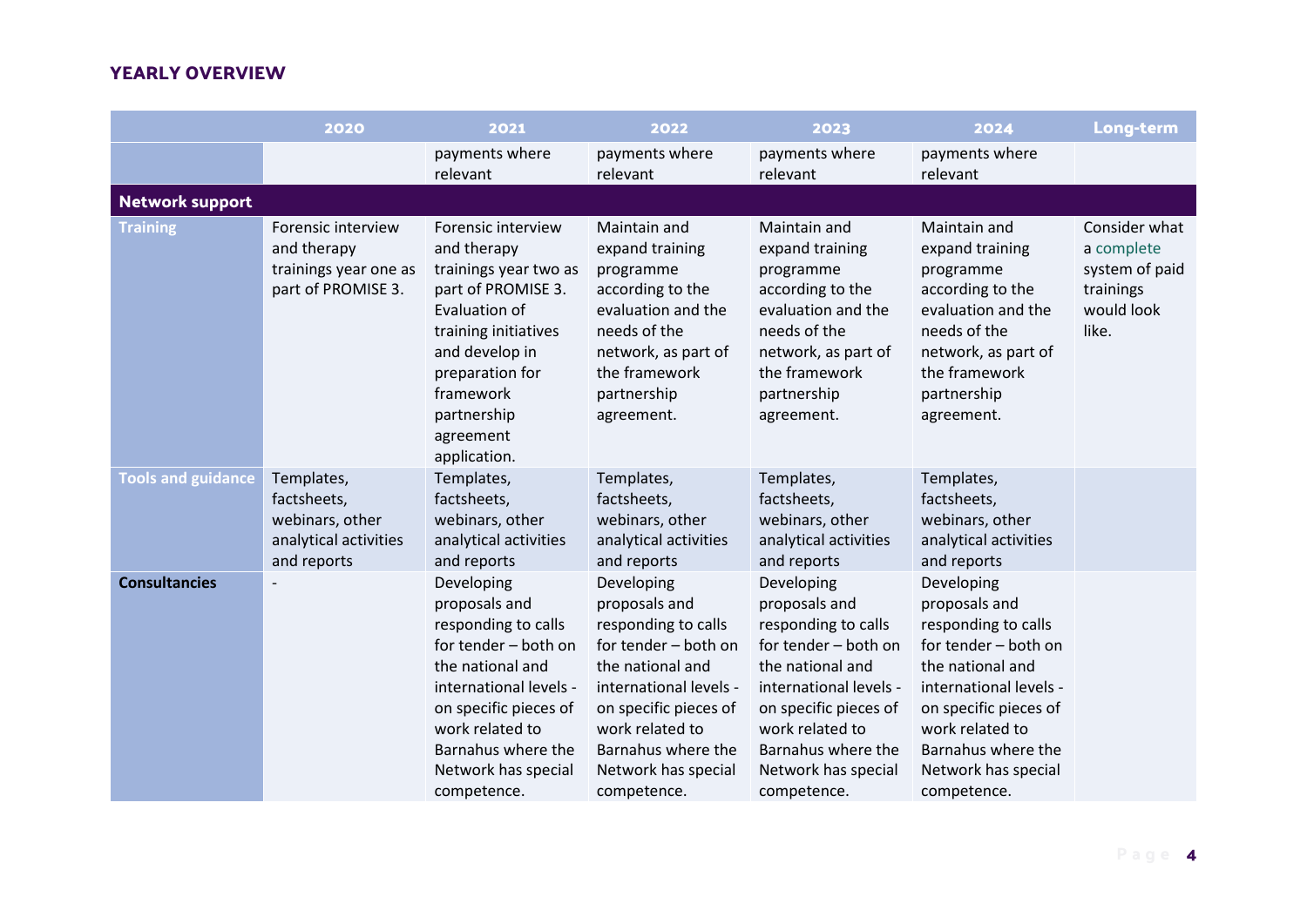## YEARLY OVERVIEW

| | 2020 | 2021 | 2022 | 2023 | 2024 | Long-term |
|---|---|---|---|---|---|---|
| | | payments where relevant | payments where relevant | payments where relevant | payments where relevant | |
| **Network support** | | | | | | |
| **Training** | Forensic interview and therapy trainings year one as part of PROMISE 3. | Forensic interview and therapy trainings year two as part of PROMISE 3. Evaluation of training initiatives and develop in preparation for framework partnership agreement application. | Maintain and expand training programme according to the evaluation and the needs of the network, as part of the framework partnership agreement. | Maintain and expand training programme according to the evaluation and the needs of the network, as part of the framework partnership agreement. | Maintain and expand training programme according to the evaluation and the needs of the network, as part of the framework partnership agreement. | Consider what a complete system of paid trainings would look like. |
| **Tools and guidance** | Templates, factsheets, webinars, other analytical activities and reports | Templates, factsheets, webinars, other analytical activities and reports | Templates, factsheets, webinars, other analytical activities and reports | Templates, factsheets, webinars, other analytical activities and reports | Templates, factsheets, webinars, other analytical activities and reports | |
| **Consultancies** | - | Developing proposals and responding to calls for tender – both on the national and international levels - on specific pieces of work related to Barnahus where the Network has special competence. | Developing proposals and responding to calls for tender – both on the national and international levels - on specific pieces of work related to Barnahus where the Network has special competence. | Developing proposals and responding to calls for tender – both on the national and international levels - on specific pieces of work related to Barnahus where the Network has special competence. | Developing proposals and responding to calls for tender – both on the national and international levels - on specific pieces of work related to Barnahus where the Network has special competence. | |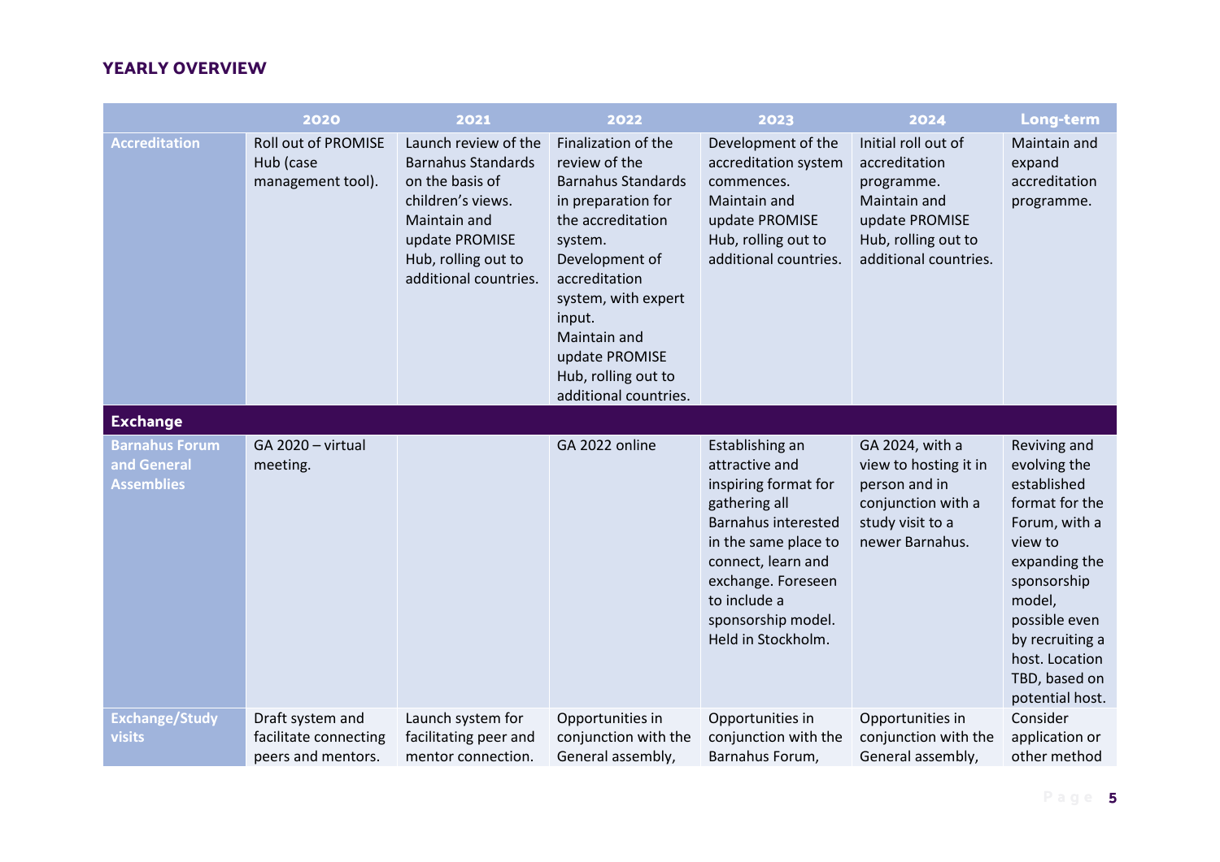## YEARLY OVERVIEW

| | 2020 | 2021 | 2022 | 2023 | 2024 | Long-term |
|---|---|---|---|---|---|---|
| **Accreditation** | Roll out of PROMISE Hub (case management tool). | Launch review of the Barnahus Standards on the basis of children's views. Maintain and update PROMISE Hub, rolling out to additional countries. | Finalization of the review of the Barnahus Standards in preparation for the accreditation system. Development of accreditation system, with expert input. Maintain and update PROMISE Hub, rolling out to additional countries. | Development of the accreditation system commences. Maintain and update PROMISE Hub, rolling out to additional countries. | Initial roll out of accreditation programme. Maintain and update PROMISE Hub, rolling out to additional countries. | Maintain and expand accreditation programme. |
| **Exchange** | | | | | | |
| **Barnahus Forum and General Assemblies** | GA 2020 – virtual meeting. | | GA 2022 online | Establishing an attractive and inspiring format for gathering all Barnahus interested in the same place to connect, learn and exchange. Foreseen to include a sponsorship model. Held in Stockholm. | GA 2024, with a view to hosting it in person and in conjunction with a study visit to a newer Barnahus. | Reviving and evolving the established format for the Forum, with a view to expanding the sponsorship model, possible even by recruiting a host. Location TBD, based on potential host. |
| **Exchange/Study visits** | Draft system and facilitate connecting peers and mentors. | Launch system for facilitating peer and mentor connection. | Opportunities in conjunction with the General assembly, | Opportunities in conjunction with the Barnahus Forum, | Opportunities in conjunction with the General assembly, | Consider application or other method |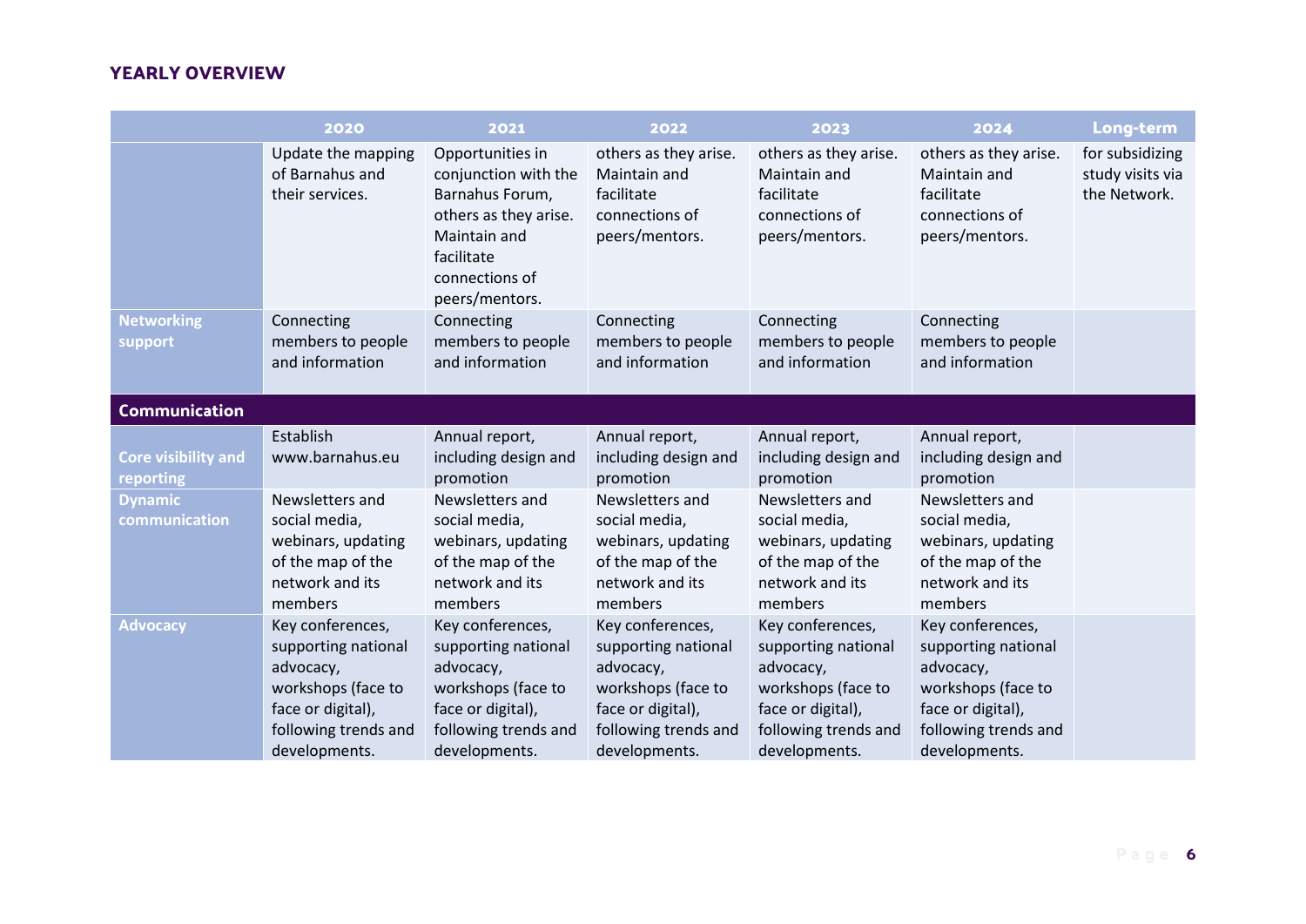## YEARLY OVERVIEW

| | 2020 | 2021 | 2022 | 2023 | 2024 | Long-term |
|---|---|---|---|---|---|---|
| | Update the mapping of Barnahus and their services. | Opportunities in conjunction with the Barnahus Forum, others as they arise. Maintain and facilitate connections of peers/mentors. | others as they arise. Maintain and facilitate connections of peers/mentors. | others as they arise. Maintain and facilitate connections of peers/mentors. | others as they arise. Maintain and facilitate connections of peers/mentors. | for subsidizing study visits via the Network. |
| **Networking support** | Connecting members to people and information | Connecting members to people and information | Connecting members to people and information | Connecting members to people and information | Connecting members to people and information | |
| **Communication** | | | | | | |
| **Core visibility and reporting** | Establish www.barnahus.eu | Annual report, including design and promotion | Annual report, including design and promotion | Annual report, including design and promotion | Annual report, including design and promotion | |
| **Dynamic communication** | Newsletters and social media, webinars, updating of the map of the network and its members | Newsletters and social media, webinars, updating of the map of the network and its members | Newsletters and social media, webinars, updating of the map of the network and its members | Newsletters and social media, webinars, updating of the map of the network and its members | Newsletters and social media, webinars, updating of the map of the network and its members | |
| **Advocacy** | Key conferences, supporting national advocacy, workshops (face to face or digital), following trends and developments. | Key conferences, supporting national advocacy, workshops (face to face or digital), following trends and developments. | Key conferences, supporting national advocacy, workshops (face to face or digital), following trends and developments. | Key conferences, supporting national advocacy, workshops (face to face or digital), following trends and developments. | Key conferences, supporting national advocacy, workshops (face to face or digital), following trends and developments. | |